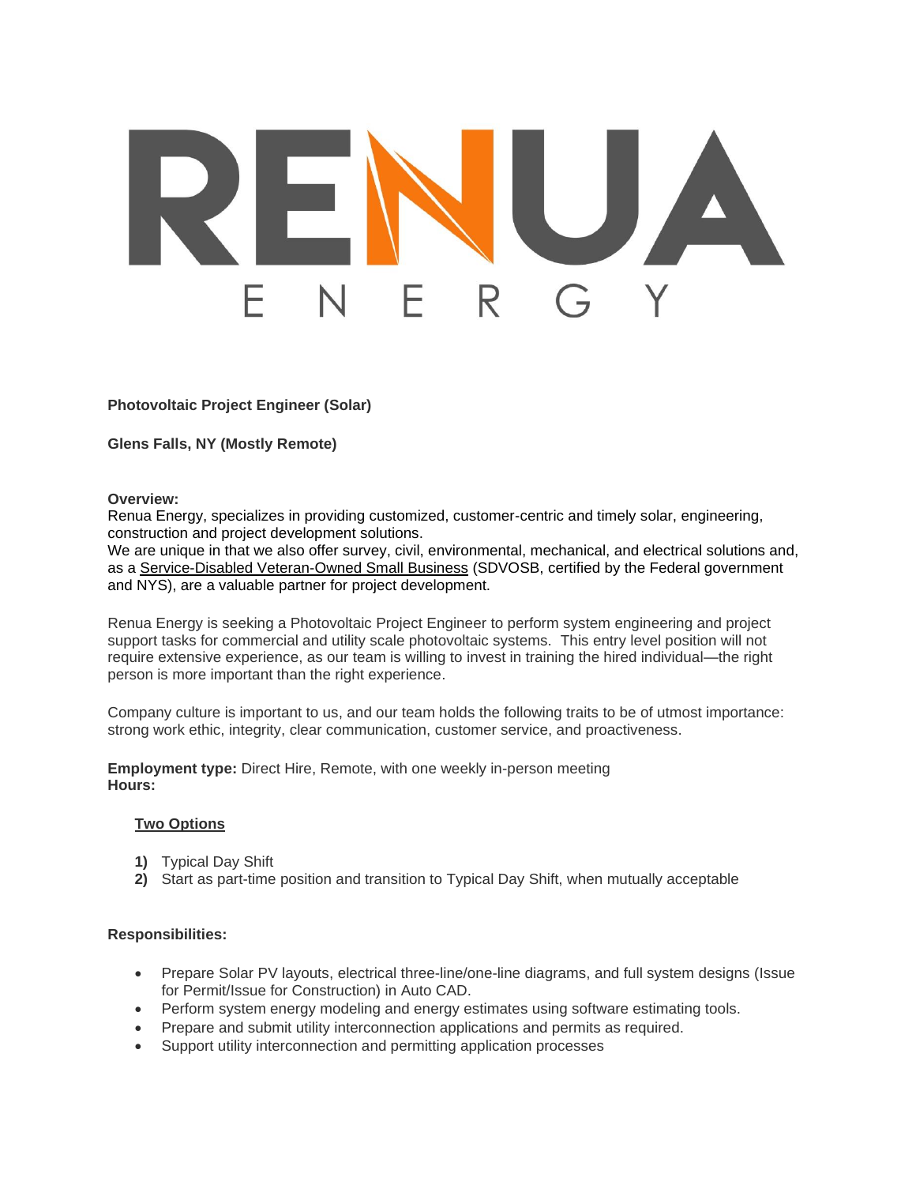RENUA

ENERGY

**Photovoltaic Project Engineer (Solar)**

**Glens Falls, NY (Mostly Remote)**

**Overview:**
Renua Energy, specializes in providing customized, customer-centric and timely solar, engineering, construction and project development solutions.
We are unique in that we also offer survey, civil, environmental, mechanical, and electrical solutions and, as a Service-Disabled Veteran-Owned Small Business (SDVOSB, certified by the Federal government and NYS), are a valuable partner for project development.

Renua Energy is seeking a Photovoltaic Project Engineer to perform system engineering and project support tasks for commercial and utility scale photovoltaic systems. This entry level position will not require extensive experience, as our team is willing to invest in training the hired individual—the right person is more important than the right experience.

Company culture is important to us, and our team holds the following traits to be of utmost importance: strong work ethic, integrity, clear communication, customer service, and proactiveness.

**Employment type:** Direct Hire, Remote, with one weekly in-person meeting
**Hours:**

**Two Options**

1. Typical Day Shift
2. Start as part-time position and transition to Typical Day Shift, when mutually acceptable

**Responsibilities:**

- Prepare Solar PV layouts, electrical three-line/one-line diagrams, and full system designs (Issue for Permit/Issue for Construction) in Auto CAD.
- Perform system energy modeling and energy estimates using software estimating tools.
- Prepare and submit utility interconnection applications and permits as required.
- Support utility interconnection and permitting application processes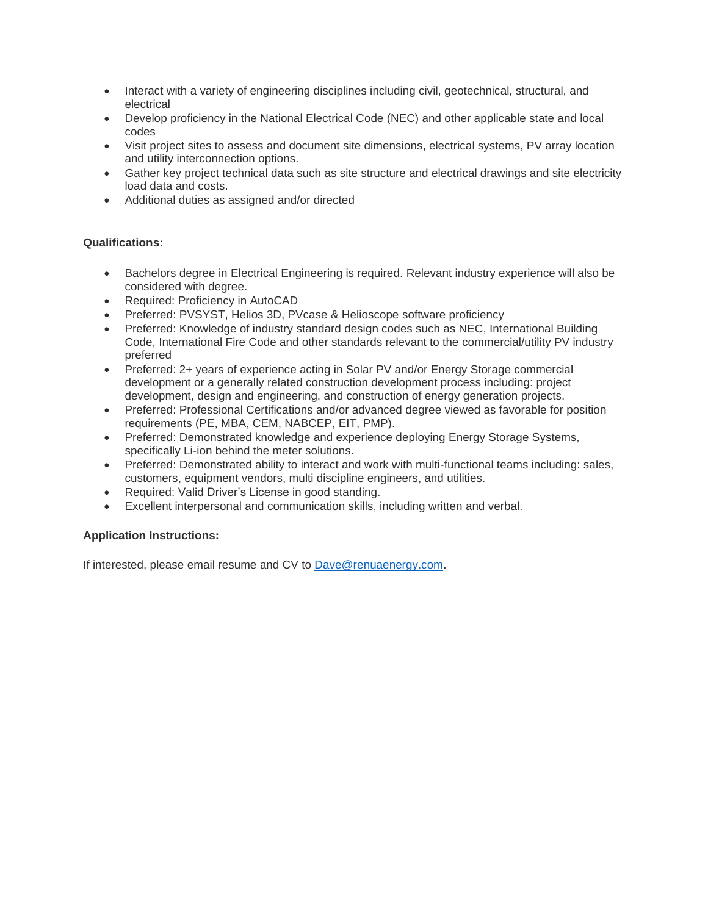- Interact with a variety of engineering disciplines including civil, geotechnical, structural, and electrical
- Develop proficiency in the National Electrical Code (NEC) and other applicable state and local codes
- Visit project sites to assess and document site dimensions, electrical systems, PV array location and utility interconnection options.
- Gather key project technical data such as site structure and electrical drawings and site electricity load data and costs.
- Additional duties as assigned and/or directed

**Qualifications:**

- Bachelors degree in Electrical Engineering is required. Relevant industry experience will also be considered with degree.
- Required: Proficiency in AutoCAD
- Preferred: PVSYST, Helios 3D, PVcase & Helioscope software proficiency
- Preferred: Knowledge of industry standard design codes such as NEC, International Building Code, International Fire Code and other standards relevant to the commercial/utility PV industry preferred
- Preferred: 2+ years of experience acting in Solar PV and/or Energy Storage commercial development or a generally related construction development process including: project development, design and engineering, and construction of energy generation projects.
- Preferred: Professional Certifications and/or advanced degree viewed as favorable for position requirements (PE, MBA, CEM, NABCEP, EIT, PMP).
- Preferred: Demonstrated knowledge and experience deploying Energy Storage Systems, specifically Li-ion behind the meter solutions.
- Preferred: Demonstrated ability to interact and work with multi-functional teams including: sales, customers, equipment vendors, multi discipline engineers, and utilities.
- Required: Valid Driver's License in good standing.
- Excellent interpersonal and communication skills, including written and verbal.

**Application Instructions:**

If interested, please email resume and CV to Dave@renuaenergy.com.